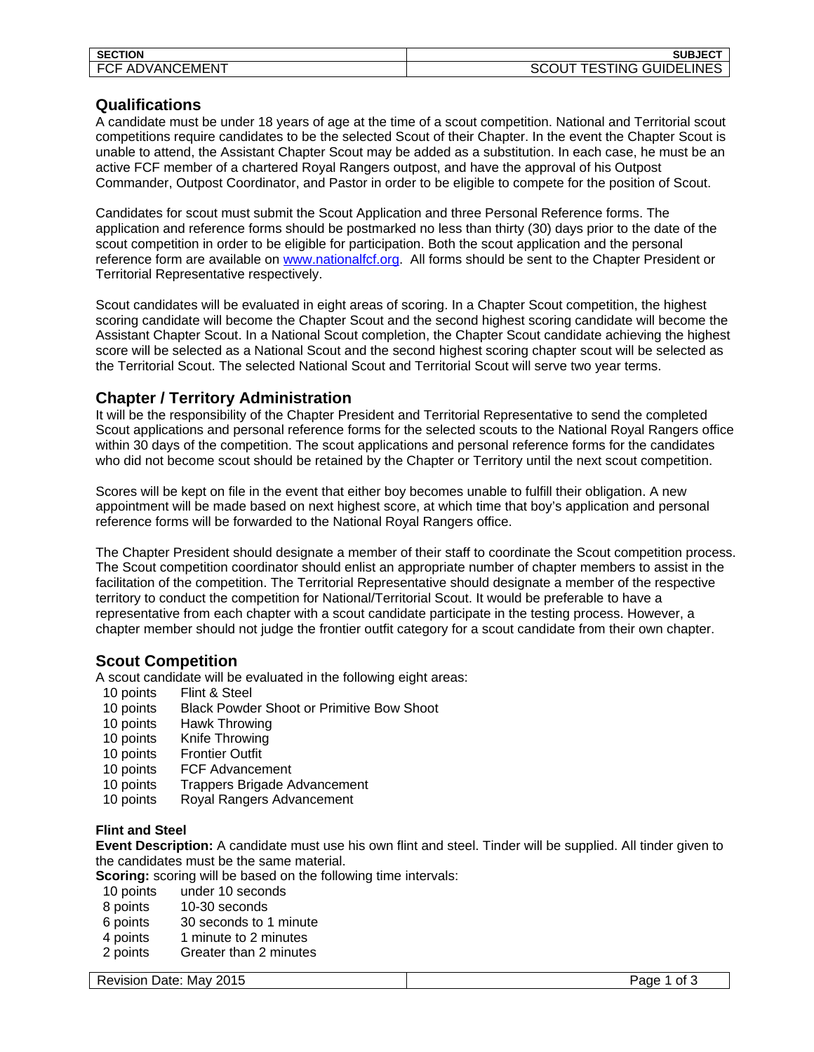| SECTION | SUBJECT |
|---|---|
| FCF ADVANCEMENT | SCOUT TESTING GUIDELINES |

## Qualifications

A candidate must be under 18 years of age at the time of a scout competition. National and Territorial scout competitions require candidates to be the selected Scout of their Chapter. In the event the Chapter Scout is unable to attend, the Assistant Chapter Scout may be added as a substitution. In each case, he must be an active FCF member of a chartered Royal Rangers outpost, and have the approval of his Outpost Commander, Outpost Coordinator, and Pastor in order to be eligible to compete for the position of Scout.

Candidates for scout must submit the Scout Application and three Personal Reference forms. The application and reference forms should be postmarked no less than thirty (30) days prior to the date of the scout competition in order to be eligible for participation. Both the scout application and the personal reference form are available on www.nationalfcf.org. All forms should be sent to the Chapter President or Territorial Representative respectively.

Scout candidates will be evaluated in eight areas of scoring. In a Chapter Scout competition, the highest scoring candidate will become the Chapter Scout and the second highest scoring candidate will become the Assistant Chapter Scout. In a National Scout completion, the Chapter Scout candidate achieving the highest score will be selected as a National Scout and the second highest scoring chapter scout will be selected as the Territorial Scout. The selected National Scout and Territorial Scout will serve two year terms.

## Chapter / Territory Administration

It will be the responsibility of the Chapter President and Territorial Representative to send the completed Scout applications and personal reference forms for the selected scouts to the National Royal Rangers office within 30 days of the competition. The scout applications and personal reference forms for the candidates who did not become scout should be retained by the Chapter or Territory until the next scout competition.

Scores will be kept on file in the event that either boy becomes unable to fulfill their obligation. A new appointment will be made based on next highest score, at which time that boy's application and personal reference forms will be forwarded to the National Royal Rangers office.

The Chapter President should designate a member of their staff to coordinate the Scout competition process. The Scout competition coordinator should enlist an appropriate number of chapter members to assist in the facilitation of the competition. The Territorial Representative should designate a member of the respective territory to conduct the competition for National/Territorial Scout. It would be preferable to have a representative from each chapter with a scout candidate participate in the testing process. However, a chapter member should not judge the frontier outfit category for a scout candidate from their own chapter.

## Scout Competition

A scout candidate will be evaluated in the following eight areas:

| | |
|---|---|
| 10 points | Flint & Steel |
| 10 points | Black Powder Shoot or Primitive Bow Shoot |
| 10 points | Hawk Throwing |
| 10 points | Knife Throwing |
| 10 points | Frontier Outfit |
| 10 points | FCF Advancement |
| 10 points | Trappers Brigade Advancement |
| 10 points | Royal Rangers Advancement |

### Flint and Steel

**Event Description:** A candidate must use his own flint and steel. Tinder will be supplied. All tinder given to the candidates must be the same material.

**Scoring:** scoring will be based on the following time intervals:

| | |
|---|---|
| 10 points | under 10 seconds |
| 8 points | 10-30 seconds |
| 6 points | 30 seconds to 1 minute |
| 4 points | 1 minute to 2 minutes |
| 2 points | Greater than 2 minutes |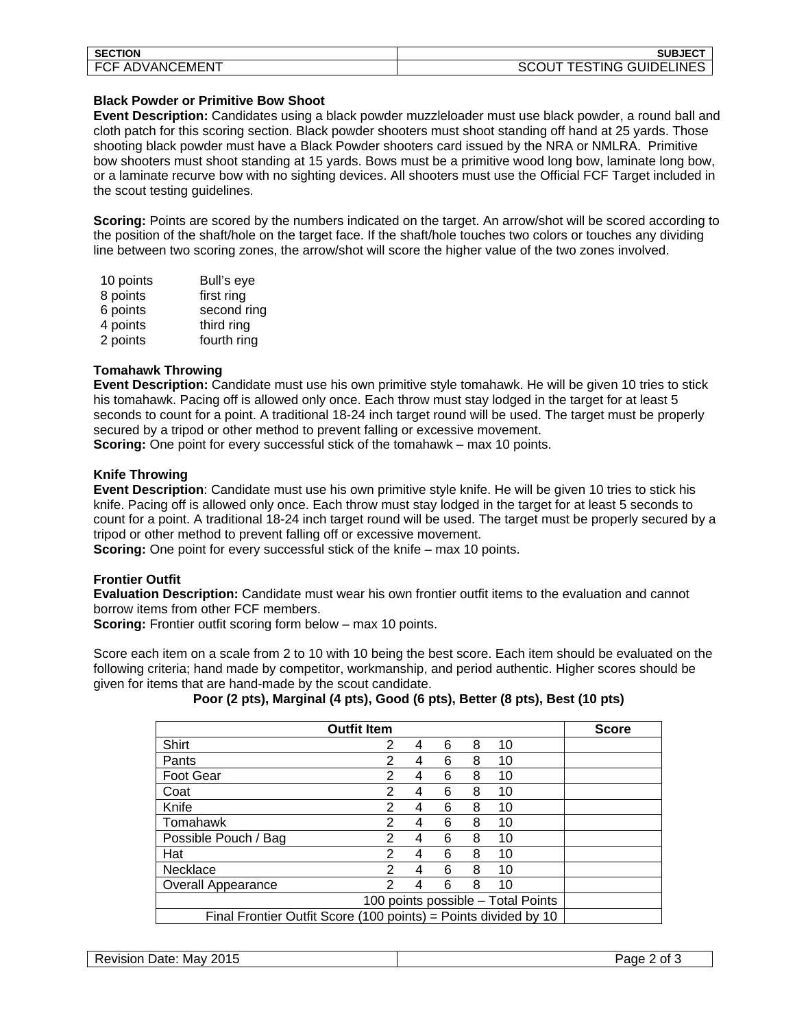### Black Powder or Primitive Bow Shoot

**Event Description:** Candidates using a black powder muzzleloader must use black powder, a round ball and cloth patch for this scoring section. Black powder shooters must shoot standing off hand at 25 yards. Those shooting black powder must have a Black Powder shooters card issued by the NRA or NMLRA. Primitive bow shooters must shoot standing at 15 yards. Bows must be a primitive wood long bow, laminate long bow, or a laminate recurve bow with no sighting devices. All shooters must use the Official FCF Target included in the scout testing guidelines.

**Scoring:** Points are scored by the numbers indicated on the target. An arrow/shot will be scored according to the position of the shaft/hole on the target face. If the shaft/hole touches two colors or touches any dividing line between two scoring zones, the arrow/shot will score the higher value of the two zones involved.

| | |
|---|---|
| 10 points | Bull's eye |
| 8 points | first ring |
| 6 points | second ring |
| 4 points | third ring |
| 2 points | fourth ring |

### Tomahawk Throwing

**Event Description:** Candidate must use his own primitive style tomahawk. He will be given 10 tries to stick his tomahawk. Pacing off is allowed only once. Each throw must stay lodged in the target for at least 5 seconds to count for a point. A traditional 18-24 inch target round will be used. The target must be properly secured by a tripod or other method to prevent falling or excessive movement.

**Scoring:** One point for every successful stick of the tomahawk – max 10 points.

### Knife Throwing

**Event Description**: Candidate must use his own primitive style knife. He will be given 10 tries to stick his knife. Pacing off is allowed only once. Each throw must stay lodged in the target for at least 5 seconds to count for a point. A traditional 18-24 inch target round will be used. The target must be properly secured by a tripod or other method to prevent falling off or excessive movement.

**Scoring:** One point for every successful stick of the knife – max 10 points.

### Frontier Outfit

**Evaluation Description:** Candidate must wear his own frontier outfit items to the evaluation and cannot borrow items from other FCF members.

**Scoring:** Frontier outfit scoring form below – max 10 points.

Score each item on a scale from 2 to 10 with 10 being the best score. Each item should be evaluated on the following criteria; hand made by competitor, workmanship, and period authentic. Higher scores should be given for items that are hand-made by the scout candidate.

**Poor (2 pts), Marginal (4 pts), Good (6 pts), Better (8 pts), Best (10 pts)**

| Outfit Item | | | | | | Score |
|---|---|---|---|---|---|---|
| Shirt | 2 | 4 | 6 | 8 | 10 | |
| Pants | 2 | 4 | 6 | 8 | 10 | |
| Foot Gear | 2 | 4 | 6 | 8 | 10 | |
| Coat | 2 | 4 | 6 | 8 | 10 | |
| Knife | 2 | 4 | 6 | 8 | 10 | |
| Tomahawk | 2 | 4 | 6 | 8 | 10 | |
| Possible Pouch / Bag | 2 | 4 | 6 | 8 | 10 | |
| Hat | 2 | 4 | 6 | 8 | 10 | |
| Necklace | 2 | 4 | 6 | 8 | 10 | |
| Overall Appearance | 2 | 4 | 6 | 8 | 10 | |
| 100 points possible – Total Points | | | | | | |
| Final Frontier Outfit Score (100 points) = Points divided by 10 | | | | | | |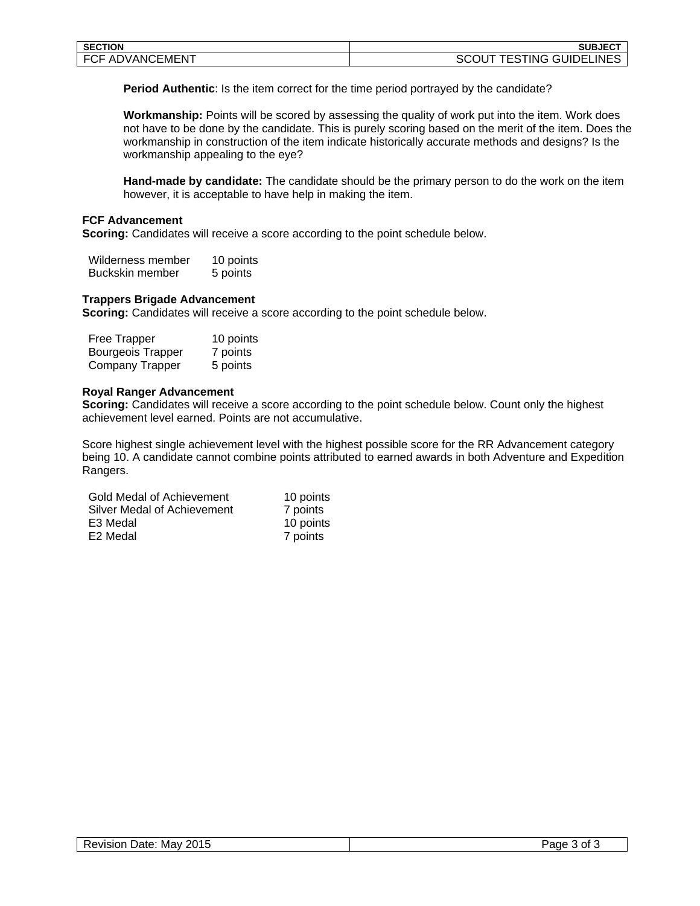**Period Authentic**: Is the item correct for the time period portrayed by the candidate?

**Workmanship:** Points will be scored by assessing the quality of work put into the item. Work does not have to be done by the candidate. This is purely scoring based on the merit of the item. Does the workmanship in construction of the item indicate historically accurate methods and designs? Is the workmanship appealing to the eye?

**Hand-made by candidate:** The candidate should be the primary person to do the work on the item however, it is acceptable to have help in making the item.

**FCF Advancement**

**Scoring:** Candidates will receive a score according to the point schedule below.

| | |
|---|---|
| Wilderness member | 10 points |
| Buckskin member | 5 points |

**Trappers Brigade Advancement**

**Scoring:** Candidates will receive a score according to the point schedule below.

| | |
|---|---|
| Free Trapper | 10 points |
| Bourgeois Trapper | 7 points |
| Company Trapper | 5 points |

**Royal Ranger Advancement**

**Scoring:** Candidates will receive a score according to the point schedule below. Count only the highest achievement level earned. Points are not accumulative.

Score highest single achievement level with the highest possible score for the RR Advancement category being 10. A candidate cannot combine points attributed to earned awards in both Adventure and Expedition Rangers.

| | |
|---|---|
| Gold Medal of Achievement | 10 points |
| Silver Medal of Achievement | 7 points |
| E3 Medal | 10 points |
| E2 Medal | 7 points |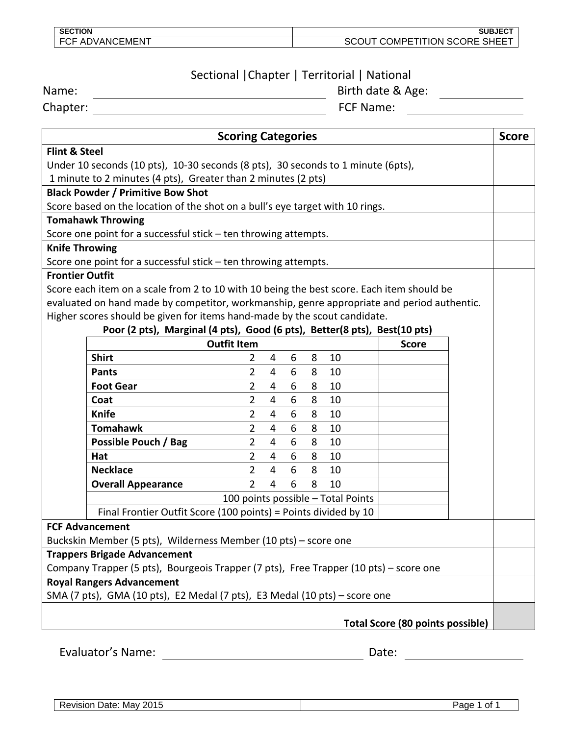| SECTION | SUBJECT |
|---|---|
| FCF ADVANCEMENT | SCOUT COMPETITION SCORE SHEET |

Sectional |Chapter | Territorial | National

Name: ______________________ Birth date & Age: ____________

Chapter: ______________________ FCF Name: ____________

| Scoring Categories | Score |
|---|---|
| **Flint & Steel**<br>Under 10 seconds (10 pts), 10-30 seconds (8 pts), 30 seconds to 1 minute (6pts), 1 minute to 2 minutes (4 pts), Greater than 2 minutes (2 pts) | |
| **Black Powder / Primitive Bow Shot**<br>Score based on the location of the shot on a bull's eye target with 10 rings. | |
| **Tomahawk Throwing**<br>Score one point for a successful stick – ten throwing attempts. | |
| **Knife Throwing**<br>Score one point for a successful stick – ten throwing attempts. | |
| **Frontier Outfit**<br>Score each item on a scale from 2 to 10 with 10 being the best score. Each item should be evaluated on hand made by competitor, workmanship, genre appropriate and period authentic. Higher scores should be given for items hand-made by the scout candidate.<br>**Poor (2 pts), Marginal (4 pts), Good (6 pts), Better(8 pts), Best(10 pts)** | |

| Outfit Item | | | | | | Score |
|---|---|---|---|---|---|---|
| **Shirt** | 2 | 4 | 6 | 8 | 10 | |
| **Pants** | 2 | 4 | 6 | 8 | 10 | |
| **Foot Gear** | 2 | 4 | 6 | 8 | 10 | |
| **Coat** | 2 | 4 | 6 | 8 | 10 | |
| **Knife** | 2 | 4 | 6 | 8 | 10 | |
| **Tomahawk** | 2 | 4 | 6 | 8 | 10 | |
| **Possible Pouch / Bag** | 2 | 4 | 6 | 8 | 10 | |
| **Hat** | 2 | 4 | 6 | 8 | 10 | |
| **Necklace** | 2 | 4 | 6 | 8 | 10 | |
| **Overall Appearance** | 2 | 4 | 6 | 8 | 10 | |
| 100 points possible – Total Points | | | | | | |
| Final Frontier Outfit Score (100 points) = Points divided by 10 | | | | | | |

| Scoring Categories | Score |
|---|---|
| **FCF Advancement**<br>Buckskin Member (5 pts), Wilderness Member (10 pts) – score one | |
| **Trappers Brigade Advancement**<br>Company Trapper (5 pts), Bourgeois Trapper (7 pts), Free Trapper (10 pts) – score one | |
| **Royal Rangers Advancement**<br>SMA (7 pts), GMA (10 pts), E2 Medal (7 pts), E3 Medal (10 pts) – score one | |
| **Total Score (80 points possible)** | |

Evaluator's Name: ______________________ Date: ____________

Revision Date: May 2015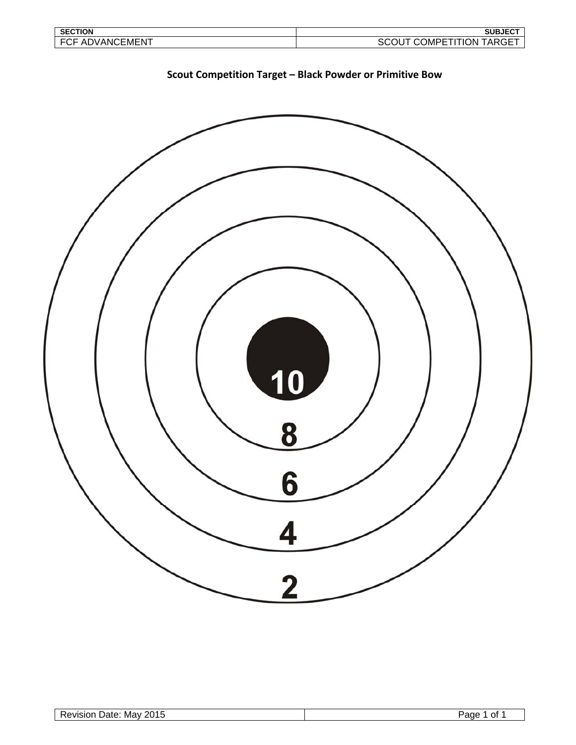| SECTION | SUBJECT |
| --- | --- |
| FCF ADVANCEMENT | SCOUT COMPETITION TARGET |

## Scout Competition Target – Black Powder or Primitive Bow

10

8

6

4

2

Revision Date: May 2015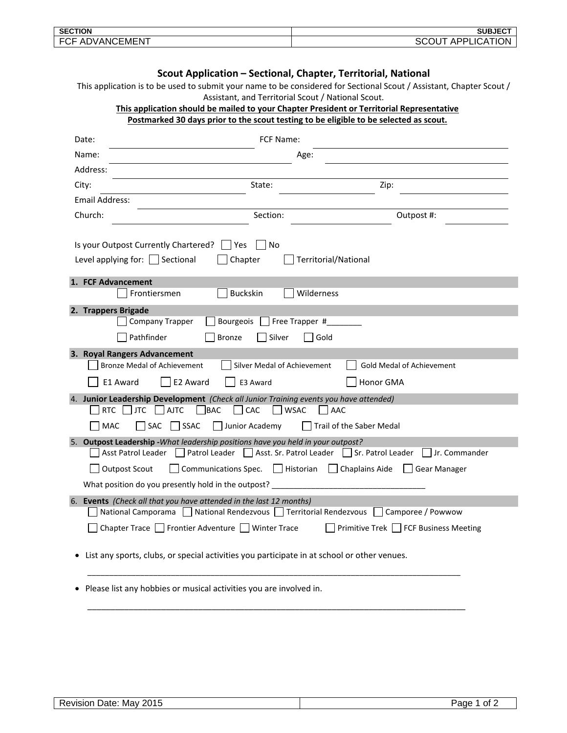| SECTION | SUBJECT |
| --- | --- |
| FCF ADVANCEMENT | SCOUT APPLICATION |

## Scout Application – Sectional, Chapter, Territorial, National

This application is to be used to submit your name to be considered for Sectional Scout / Assistant, Chapter Scout / Assistant, and Territorial Scout / National Scout.

**This application should be mailed to your Chapter President or Territorial Representative Postmarked 30 days prior to the scout testing to be eligible to be selected as scout.**

Date: ____________________ FCF Name: ____________________

Name: ____________________ Age: ____________________

Address: ____________________

City: ____________________ State: ____________________ Zip: ____________________

Email Address: ____________________

Church: ____________________ Section: ____________________ Outpost #: ____________________

Is your Outpost Currently Chartered? ☐ Yes ☐ No

Level applying for: ☐ Sectional ☐ Chapter ☐ Territorial/National

**1. FCF Advancement**

☐ Frontiersmen ☐ Buckskin ☐ Wilderness

**2. Trappers Brigade**

☐ Company Trapper ☐ Bourgeois ☐ Free Trapper #________

☐ Pathfinder ☐ Bronze ☐ Silver ☐ Gold

**3. Royal Rangers Advancement**

☐ Bronze Medal of Achievement ☐ Silver Medal of Achievement ☐ Gold Medal of Achievement

☐ E1 Award ☐ E2 Award ☐ E3 Award ☐ Honor GMA

4. **Junior Leadership Development** *(Check all Junior Training events you have attended)*

☐ RTC ☐ JTC ☐ AJTC ☐ BAC ☐ CAC ☐ WSAC ☐ AAC

☐ MAC ☐ SAC ☐ SSAC ☐ Junior Academy ☐ Trail of the Saber Medal

5. **Outpost Leadership -** *What leadership positions have you held in your outpost?*

☐ Asst Patrol Leader ☐ Patrol Leader ☐ Asst. Sr. Patrol Leader ☐ Sr. Patrol Leader ☐ Jr. Commander

☐ Outpost Scout ☐ Communications Spec. ☐ Historian ☐ Chaplains Aide ☐ Gear Manager

What position do you presently hold in the outpost? ____________________________________

6. **Events** *(Check all that you have attended in the last 12 months)*

☐ National Camporama ☐ National Rendezvous ☐ Territorial Rendezvous ☐ Camporee / Powwow

☐ Chapter Trace ☐ Frontier Adventure ☐ Winter Trace ☐ Primitive Trek ☐ FCF Business Meeting

- List any sports, clubs, or special activities you participate in at school or other venues.

  ____________________________________________________________________________________

- Please list any hobbies or musical activities you are involved in.

  ____________________________________________________________________________________

Revision Date: May 2015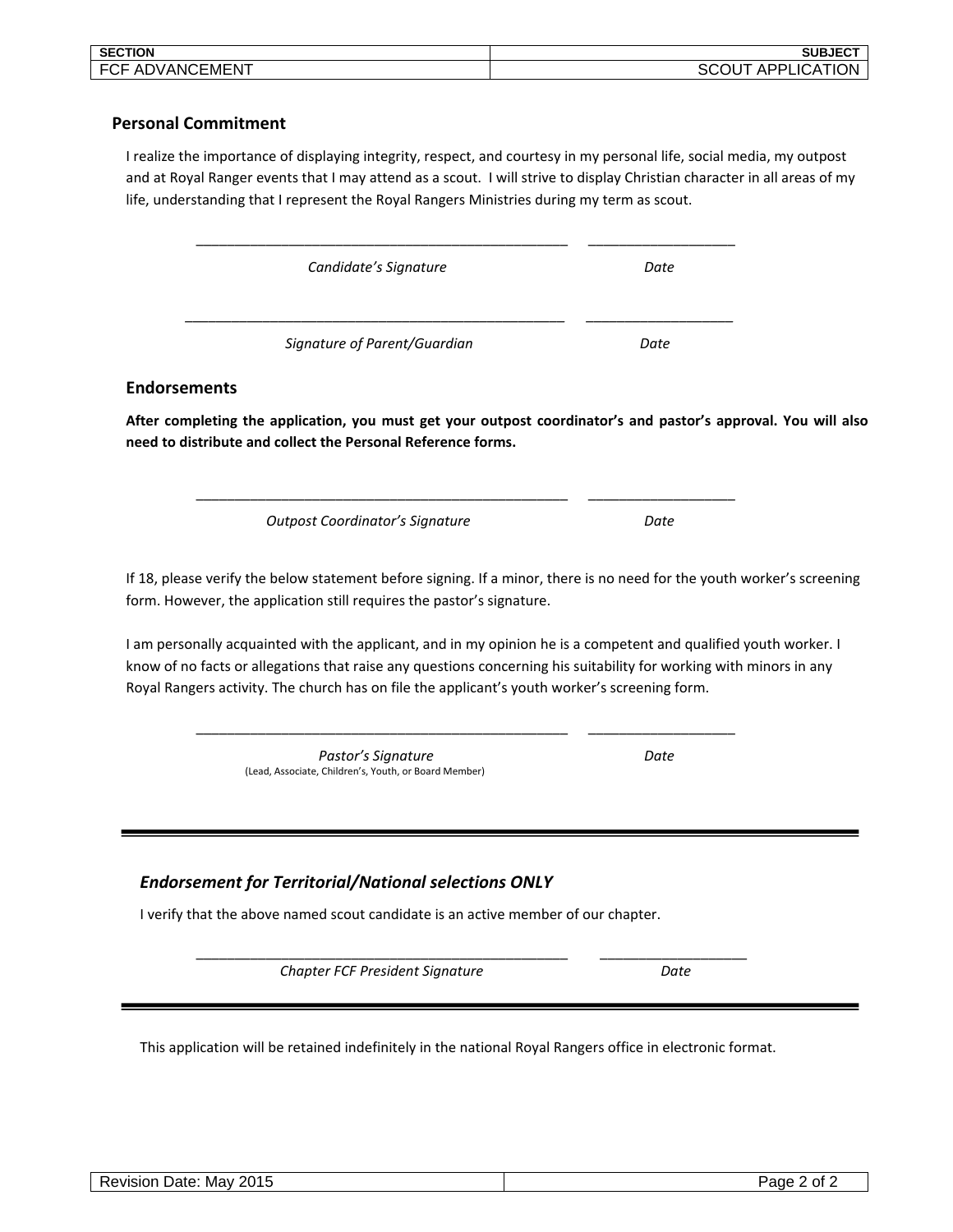## Personal Commitment

I realize the importance of displaying integrity, respect, and courtesy in my personal life, social media, my outpost and at Royal Ranger events that I may attend as a scout. I will strive to display Christian character in all areas of my life, understanding that I represent the Royal Rangers Ministries during my term as scout.

_______________________________________________ __________________

*Candidate's Signature* *Date*

_______________________________________________ __________________

*Signature of Parent/Guardian* *Date*

## Endorsements

**After completing the application, you must get your outpost coordinator's and pastor's approval. You will also need to distribute and collect the Personal Reference forms.**

_______________________________________________ __________________

*Outpost Coordinator's Signature* *Date*

If 18, please verify the below statement before signing. If a minor, there is no need for the youth worker's screening form. However, the application still requires the pastor's signature.

I am personally acquainted with the applicant, and in my opinion he is a competent and qualified youth worker. I know of no facts or allegations that raise any questions concerning his suitability for working with minors in any Royal Rangers activity. The church has on file the applicant's youth worker's screening form.

_______________________________________________ __________________

*Pastor's Signature* *Date*
(Lead, Associate, Children's, Youth, or Board Member)

---

### *Endorsement for Territorial/National selections ONLY*

I verify that the above named scout candidate is an active member of our chapter.

_______________________________________________ __________________

*Chapter FCF President Signature* *Date*

---

This application will be retained indefinitely in the national Royal Rangers office in electronic format.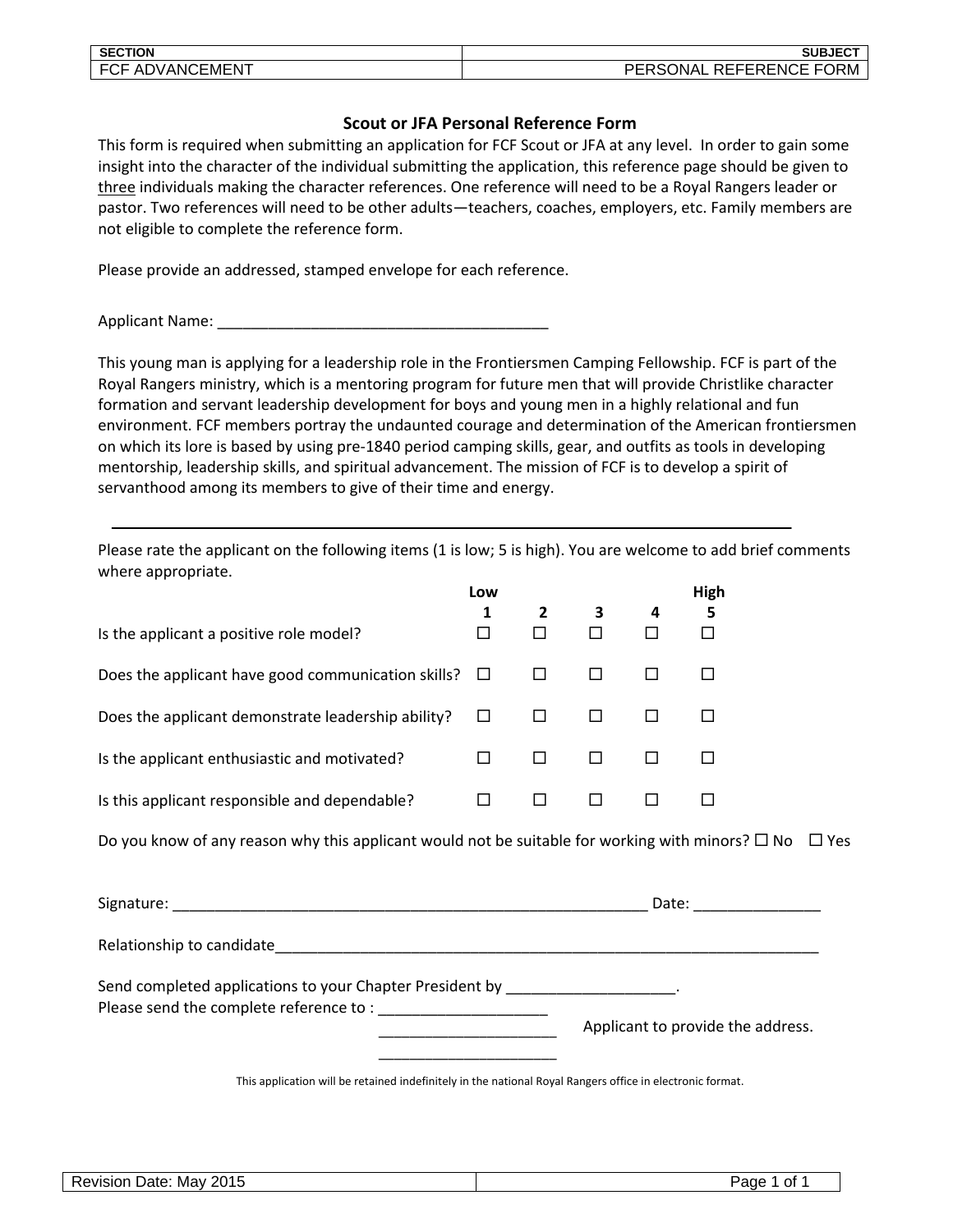| SECTION | SUBJECT |
| --- | --- |
| FCF ADVANCEMENT | PERSONAL REFERENCE FORM |

## Scout or JFA Personal Reference Form

This form is required when submitting an application for FCF Scout or JFA at any level. In order to gain some insight into the character of the individual submitting the application, this reference page should be given to three individuals making the character references. One reference will need to be a Royal Rangers leader or pastor. Two references will need to be other adults—teachers, coaches, employers, etc. Family members are not eligible to complete the reference form.

Please provide an addressed, stamped envelope for each reference.

Applicant Name: ________________________________________

This young man is applying for a leadership role in the Frontiersmen Camping Fellowship. FCF is part of the Royal Rangers ministry, which is a mentoring program for future men that will provide Christlike character formation and servant leadership development for boys and young men in a highly relational and fun environment. FCF members portray the undaunted courage and determination of the American frontiersmen on which its lore is based by using pre-1840 period camping skills, gear, and outfits as tools in developing mentorship, leadership skills, and spiritual advancement. The mission of FCF is to develop a spirit of servanthood among its members to give of their time and energy.

---

Please rate the applicant on the following items (1 is low; 5 is high). You are welcome to add brief comments where appropriate.

| | Low 1 | 2 | 3 | 4 | High 5 |
| --- | --- | --- | --- | --- | --- |
| Is the applicant a positive role model? | ☐ | ☐ | ☐ | ☐ | ☐ |
| Does the applicant have good communication skills? | ☐ | ☐ | ☐ | ☐ | ☐ |
| Does the applicant demonstrate leadership ability? | ☐ | ☐ | ☐ | ☐ | ☐ |
| Is the applicant enthusiastic and motivated? | ☐ | ☐ | ☐ | ☐ | ☐ |
| Is this applicant responsible and dependable? | ☐ | ☐ | ☐ | ☐ | ☐ |

Do you know of any reason why this applicant would not be suitable for working with minors? ☐ No ☐ Yes

Signature: __________________________________________________________ Date: _______________

Relationship to candidate____________________________________________________________________

Send completed applications to your Chapter President by ____________________.

Please send the complete reference to : ____________________

____________________ Applicant to provide the address.

____________________

This application will be retained indefinitely in the national Royal Rangers office in electronic format.

Revision Date: May 2015